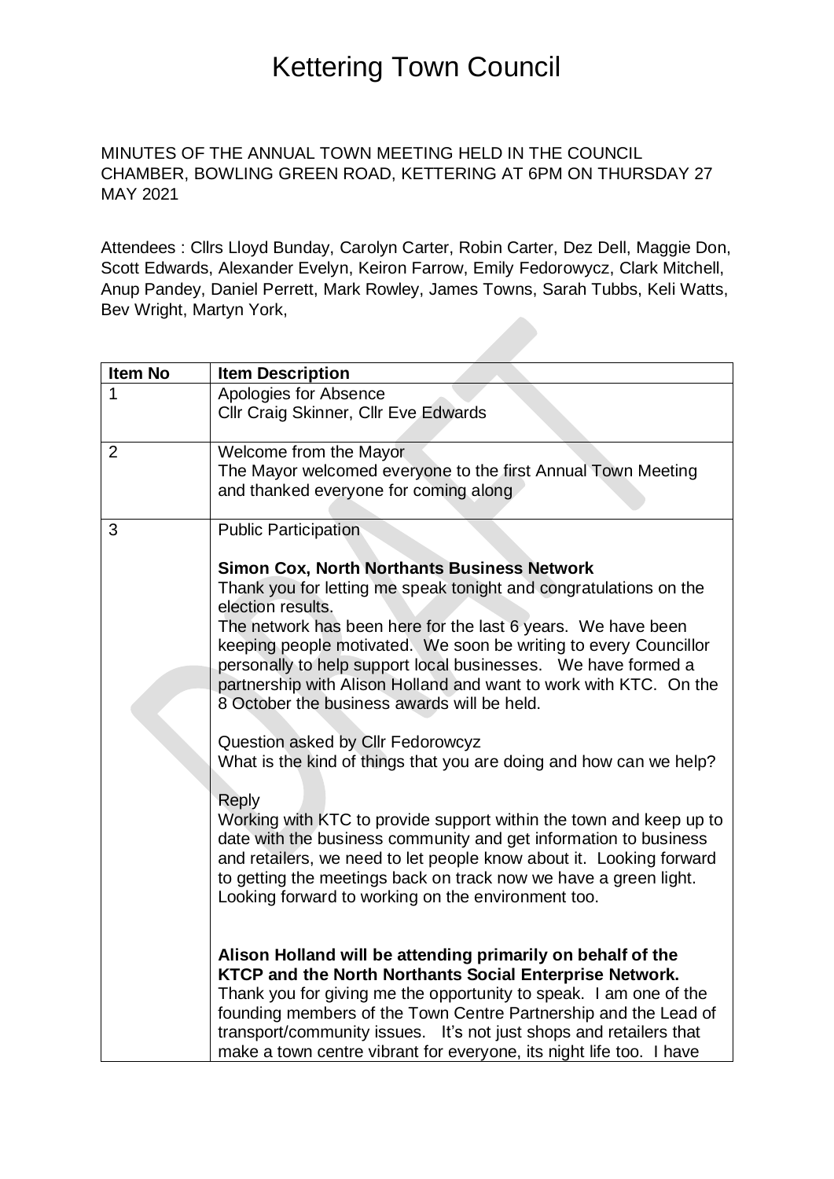# Kettering Town Council

MINUTES OF THE ANNUAL TOWN MEETING HELD IN THE COUNCIL CHAMBER, BOWLING GREEN ROAD, KETTERING AT 6PM ON THURSDAY 27 MAY 2021

Attendees : Cllrs Lloyd Bunday, Carolyn Carter, Robin Carter, Dez Dell, Maggie Don, Scott Edwards, Alexander Evelyn, Keiron Farrow, Emily Fedorowycz, Clark Mitchell, Anup Pandey, Daniel Perrett, Mark Rowley, James Towns, Sarah Tubbs, Keli Watts, Bev Wright, Martyn York,

| Item No | Item Description |
| --- | --- |
| 1 | Apologies for Absence<br>Cllr Craig Skinner, Cllr Eve Edwards |
| 2 | Welcome from the Mayor<br>The Mayor welcomed everyone to the first Annual Town Meeting and thanked everyone for coming along |
| 3 | Public Participation<br><br>**Simon Cox, North Northants Business Network**<br>Thank you for letting me speak tonight and congratulations on the election results.<br>The network has been here for the last 6 years. We have been keeping people motivated. We soon be writing to every Councillor personally to help support local businesses. We have formed a partnership with Alison Holland and want to work with KTC. On the 8 October the business awards will be held.<br><br>Question asked by Cllr Fedorowcyz<br>What is the kind of things that you are doing and how can we help?<br><br>Reply<br>Working with KTC to provide support within the town and keep up to date with the business community and get information to business and retailers, we need to let people know about it. Looking forward to getting the meetings back on track now we have a green light. Looking forward to working on the environment too.<br><br>**Alison Holland will be attending primarily on behalf of the KTCP and the North Northants Social Enterprise Network.**<br>Thank you for giving me the opportunity to speak. I am one of the founding members of the Town Centre Partnership and the Lead of transport/community issues. It's not just shops and retailers that make a town centre vibrant for everyone, its night life too. I have |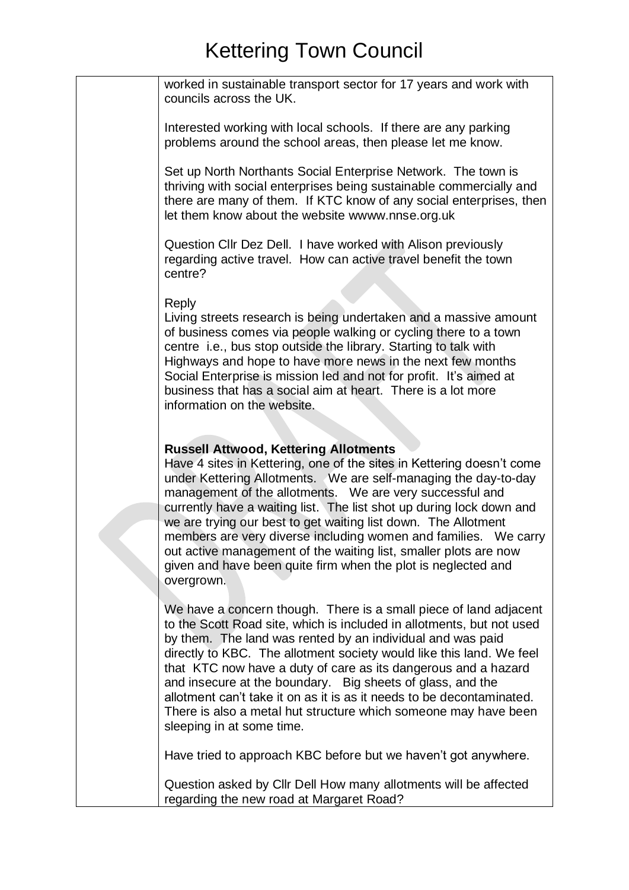worked in sustainable transport sector for 17 years and work with councils across the UK.

Interested working with local schools. If there are any parking problems around the school areas, then please let me know.

Set up North Northants Social Enterprise Network. The town is thriving with social enterprises being sustainable commercially and there are many of them. If KTC know of any social enterprises, then let them know about the website wwww.nnse.org.uk

Question Cllr Dez Dell. I have worked with Alison previously regarding active travel. How can active travel benefit the town centre?

Reply
Living streets research is being undertaken and a massive amount of business comes via people walking or cycling there to a town centre i.e., bus stop outside the library. Starting to talk with Highways and hope to have more news in the next few months Social Enterprise is mission led and not for profit. It's aimed at business that has a social aim at heart. There is a lot more information on the website.

**Russell Attwood, Kettering Allotments**
Have 4 sites in Kettering, one of the sites in Kettering doesn't come under Kettering Allotments. We are self-managing the day-to-day management of the allotments. We are very successful and currently have a waiting list. The list shot up during lock down and we are trying our best to get waiting list down. The Allotment members are very diverse including women and families. We carry out active management of the waiting list, smaller plots are now given and have been quite firm when the plot is neglected and overgrown.

We have a concern though. There is a small piece of land adjacent to the Scott Road site, which is included in allotments, but not used by them. The land was rented by an individual and was paid directly to KBC. The allotment society would like this land. We feel that KTC now have a duty of care as its dangerous and a hazard and insecure at the boundary. Big sheets of glass, and the allotment can't take it on as it is as it needs to be decontaminated. There is also a metal hut structure which someone may have been sleeping in at some time.

Have tried to approach KBC before but we haven't got anywhere.

Question asked by Cllr Dell How many allotments will be affected regarding the new road at Margaret Road?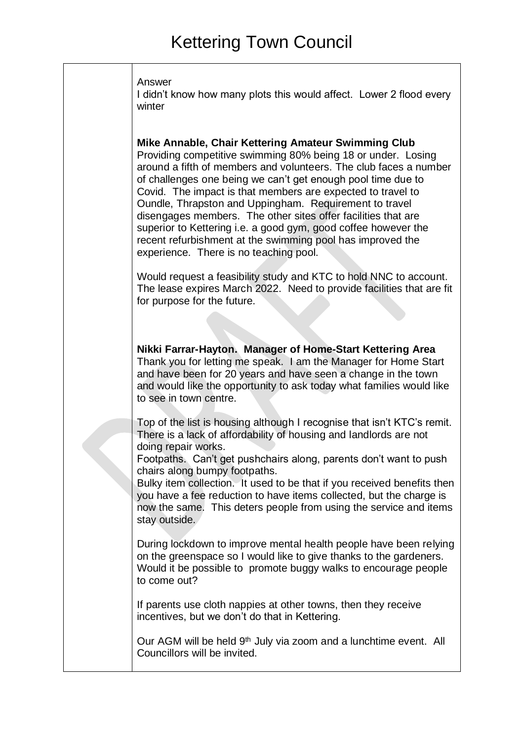Answer
I didn't know how many plots this would affect. Lower 2 flood every winter

**Mike Annable, Chair Kettering Amateur Swimming Club**
Providing competitive swimming 80% being 18 or under. Losing around a fifth of members and volunteers. The club faces a number of challenges one being we can't get enough pool time due to Covid. The impact is that members are expected to travel to Oundle, Thrapston and Uppingham. Requirement to travel disengages members. The other sites offer facilities that are superior to Kettering i.e. a good gym, good coffee however the recent refurbishment at the swimming pool has improved the experience. There is no teaching pool.

Would request a feasibility study and KTC to hold NNC to account. The lease expires March 2022. Need to provide facilities that are fit for purpose for the future.

**Nikki Farrar-Hayton. Manager of Home-Start Kettering Area**
Thank you for letting me speak. I am the Manager for Home Start and have been for 20 years and have seen a change in the town and would like the opportunity to ask today what families would like to see in town centre.

Top of the list is housing although I recognise that isn't KTC's remit. There is a lack of affordability of housing and landlords are not doing repair works.
Footpaths. Can't get pushchairs along, parents don't want to push chairs along bumpy footpaths.
Bulky item collection. It used to be that if you received benefits then you have a fee reduction to have items collected, but the charge is now the same. This deters people from using the service and items stay outside.

During lockdown to improve mental health people have been relying on the greenspace so I would like to give thanks to the gardeners. Would it be possible to promote buggy walks to encourage people to come out?

If parents use cloth nappies at other towns, then they receive incentives, but we don't do that in Kettering.

Our AGM will be held 9th July via zoom and a lunchtime event. All Councillors will be invited.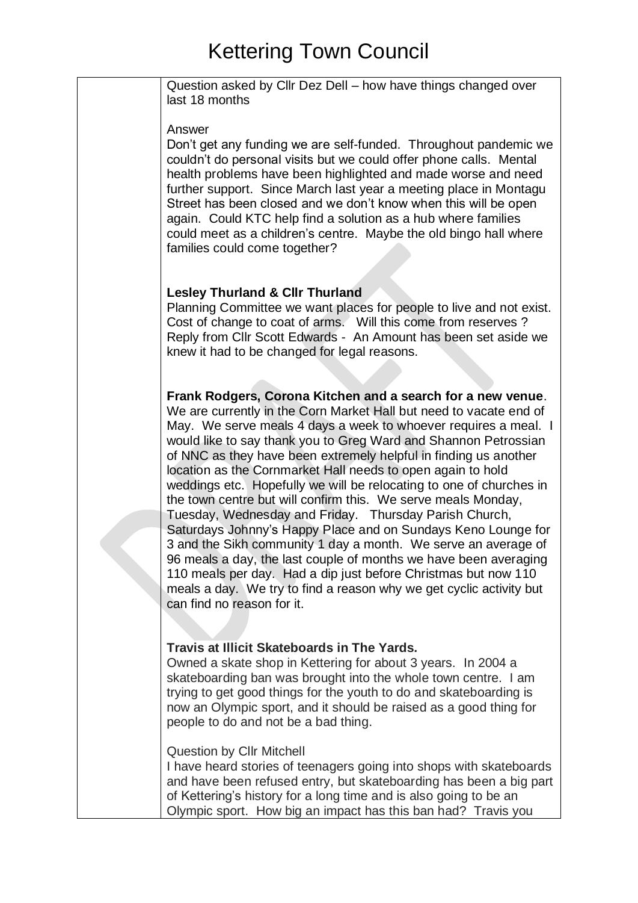Question asked by Cllr Dez Dell – how have things changed over last 18 months

Answer

Don't get any funding we are self-funded. Throughout pandemic we couldn't do personal visits but we could offer phone calls. Mental health problems have been highlighted and made worse and need further support. Since March last year a meeting place in Montagu Street has been closed and we don't know when this will be open again. Could KTC help find a solution as a hub where families could meet as a children's centre. Maybe the old bingo hall where families could come together?

**Lesley Thurland & Cllr Thurland**

Planning Committee we want places for people to live and not exist. Cost of change to coat of arms. Will this come from reserves ? Reply from Cllr Scott Edwards - An Amount has been set aside we knew it had to be changed for legal reasons.

**Frank Rodgers, Corona Kitchen and a search for a new venue**.

We are currently in the Corn Market Hall but need to vacate end of May. We serve meals 4 days a week to whoever requires a meal. I would like to say thank you to Greg Ward and Shannon Petrossian of NNC as they have been extremely helpful in finding us another location as the Cornmarket Hall needs to open again to hold weddings etc. Hopefully we will be relocating to one of churches in the town centre but will confirm this. We serve meals Monday, Tuesday, Wednesday and Friday. Thursday Parish Church, Saturdays Johnny's Happy Place and on Sundays Keno Lounge for 3 and the Sikh community 1 day a month. We serve an average of 96 meals a day, the last couple of months we have been averaging 110 meals per day. Had a dip just before Christmas but now 110 meals a day. We try to find a reason why we get cyclic activity but can find no reason for it.

**Travis at Illicit Skateboards in The Yards.**

Owned a skate shop in Kettering for about 3 years. In 2004 a skateboarding ban was brought into the whole town centre. I am trying to get good things for the youth to do and skateboarding is now an Olympic sport, and it should be raised as a good thing for people to do and not be a bad thing.

Question by Cllr Mitchell

I have heard stories of teenagers going into shops with skateboards and have been refused entry, but skateboarding has been a big part of Kettering's history for a long time and is also going to be an Olympic sport. How big an impact has this ban had? Travis you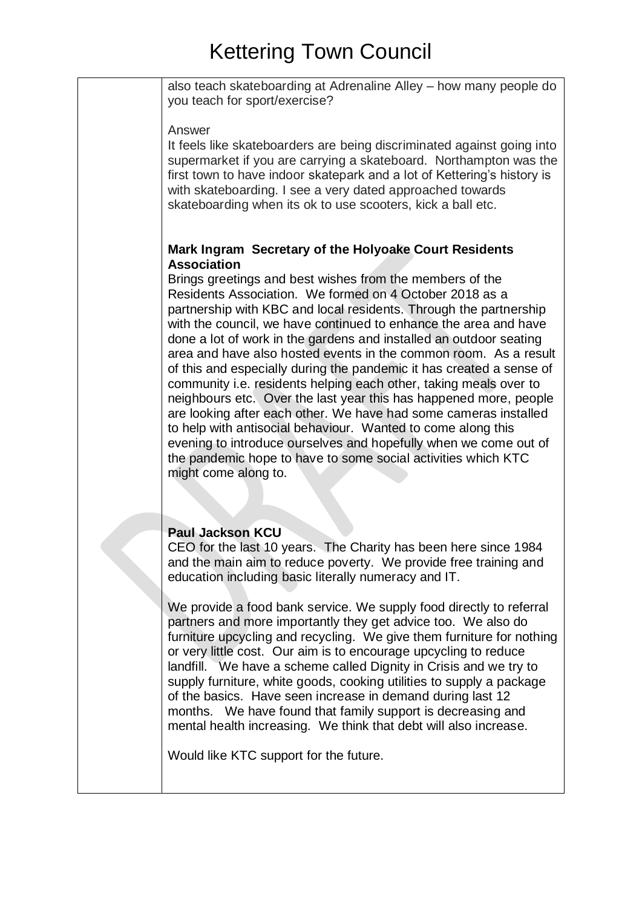also teach skateboarding at Adrenaline Alley – how many people do you teach for sport/exercise?

Answer

It feels like skateboarders are being discriminated against going into supermarket if you are carrying a skateboard. Northampton was the first town to have indoor skatepark and a lot of Kettering's history is with skateboarding. I see a very dated approached towards skateboarding when its ok to use scooters, kick a ball etc.

**Mark Ingram Secretary of the Holyoake Court Residents Association**

Brings greetings and best wishes from the members of the Residents Association. We formed on 4 October 2018 as a partnership with KBC and local residents. Through the partnership with the council, we have continued to enhance the area and have done a lot of work in the gardens and installed an outdoor seating area and have also hosted events in the common room. As a result of this and especially during the pandemic it has created a sense of community i.e. residents helping each other, taking meals over to neighbours etc. Over the last year this has happened more, people are looking after each other. We have had some cameras installed to help with antisocial behaviour. Wanted to come along this evening to introduce ourselves and hopefully when we come out of the pandemic hope to have to some social activities which KTC might come along to.

**Paul Jackson KCU**

CEO for the last 10 years. The Charity has been here since 1984 and the main aim to reduce poverty. We provide free training and education including basic literally numeracy and IT.

We provide a food bank service. We supply food directly to referral partners and more importantly they get advice too. We also do furniture upcycling and recycling. We give them furniture for nothing or very little cost. Our aim is to encourage upcycling to reduce landfill. We have a scheme called Dignity in Crisis and we try to supply furniture, white goods, cooking utilities to supply a package of the basics. Have seen increase in demand during last 12 months. We have found that family support is decreasing and mental health increasing. We think that debt will also increase.

Would like KTC support for the future.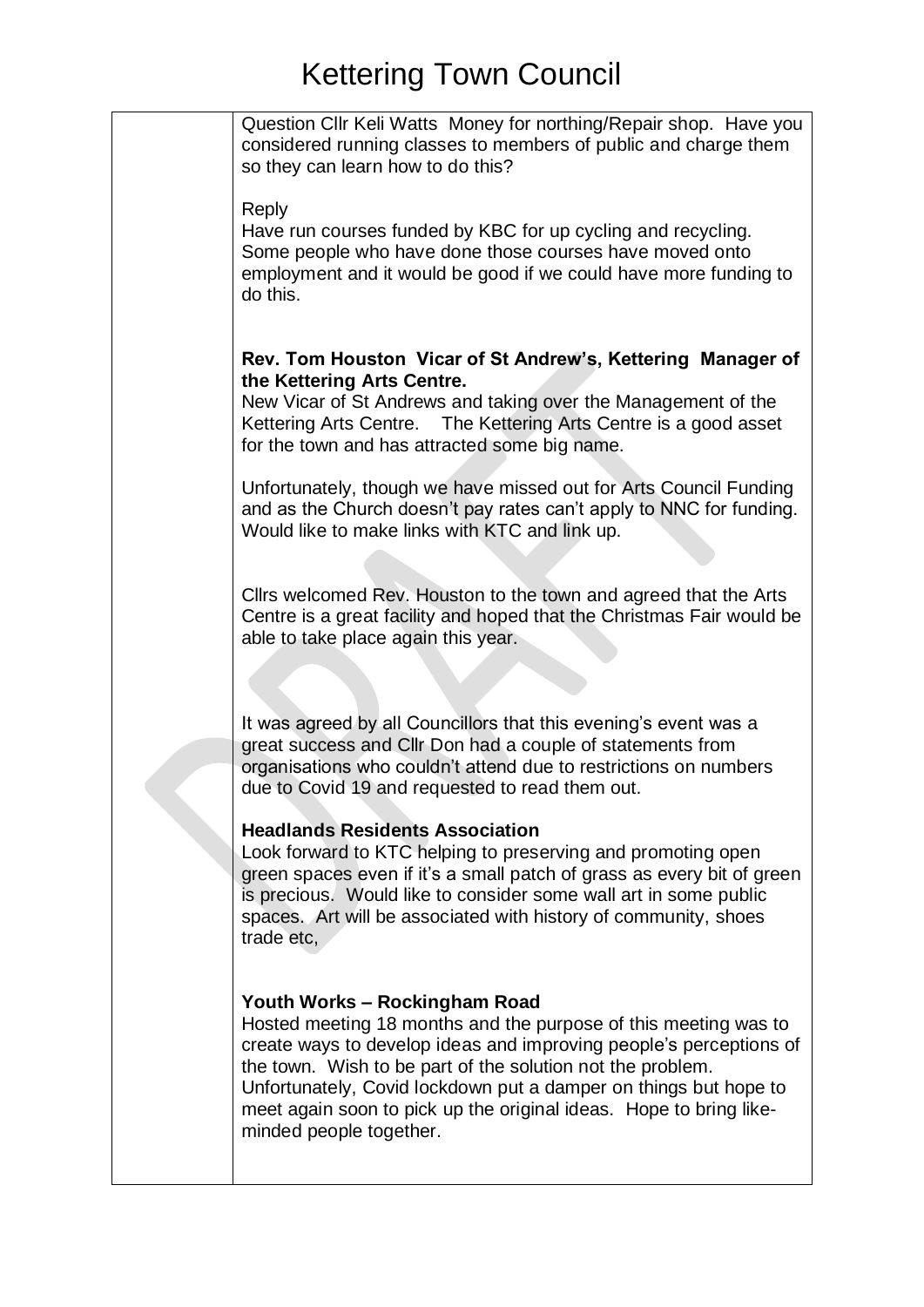Question Cllr Keli Watts Money for northing/Repair shop. Have you considered running classes to members of public and charge them so they can learn how to do this?

Reply
Have run courses funded by KBC for up cycling and recycling. Some people who have done those courses have moved onto employment and it would be good if we could have more funding to do this.

**Rev. Tom Houston Vicar of St Andrew's, Kettering Manager of the Kettering Arts Centre.**
New Vicar of St Andrews and taking over the Management of the Kettering Arts Centre. The Kettering Arts Centre is a good asset for the town and has attracted some big name.

Unfortunately, though we have missed out for Arts Council Funding and as the Church doesn't pay rates can't apply to NNC for funding. Would like to make links with KTC and link up.

Cllrs welcomed Rev. Houston to the town and agreed that the Arts Centre is a great facility and hoped that the Christmas Fair would be able to take place again this year.

It was agreed by all Councillors that this evening's event was a great success and Cllr Don had a couple of statements from organisations who couldn't attend due to restrictions on numbers due to Covid 19 and requested to read them out.

**Headlands Residents Association**
Look forward to KTC helping to preserving and promoting open green spaces even if it's a small patch of grass as every bit of green is precious. Would like to consider some wall art in some public spaces. Art will be associated with history of community, shoes trade etc,

**Youth Works – Rockingham Road**
Hosted meeting 18 months and the purpose of this meeting was to create ways to develop ideas and improving people's perceptions of the town. Wish to be part of the solution not the problem. Unfortunately, Covid lockdown put a damper on things but hope to meet again soon to pick up the original ideas. Hope to bring like-minded people together.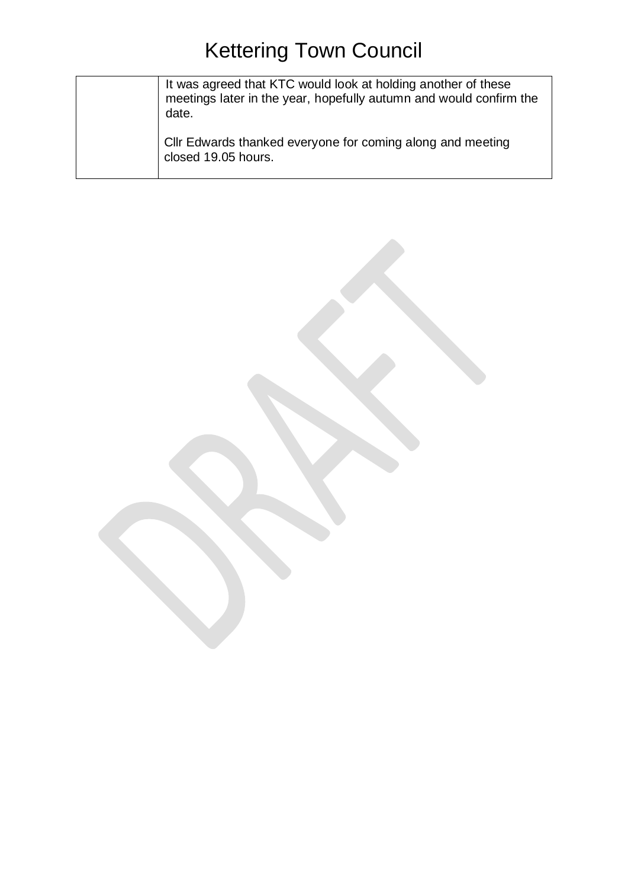| | |
|---|---|
| | It was agreed that KTC would look at holding another of these meetings later in the year, hopefully autumn and would confirm the date.<br><br>Cllr Edwards thanked everyone for coming along and meeting closed 19.05 hours. |